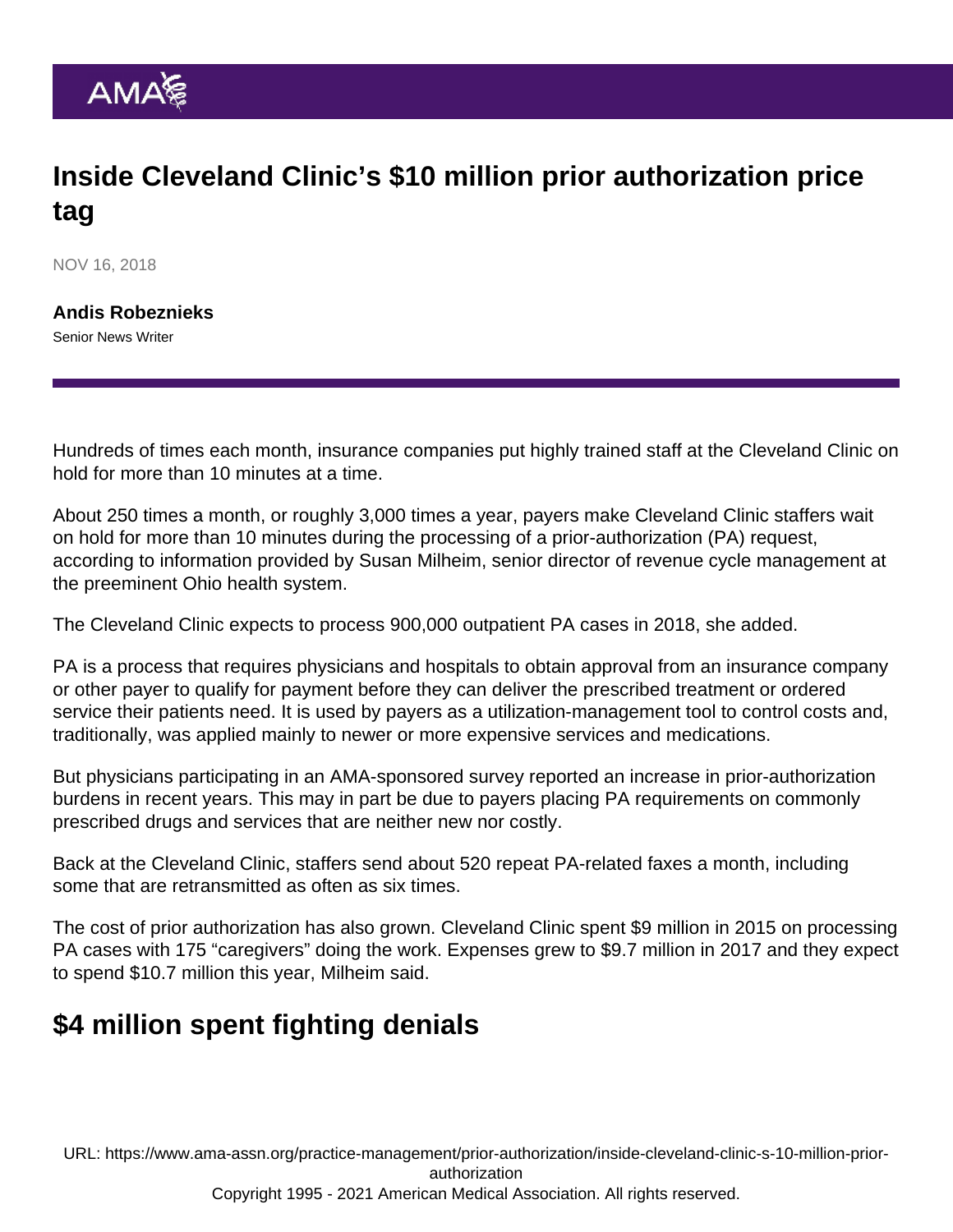# Inside Cleveland Clinic's $10 million prior authorization price tag

NOV 16, 2018

**Andis Robeznieks**
Senior News Writer

Hundreds of times each month, insurance companies put highly trained staff at the Cleveland Clinic on hold for more than 10 minutes at a time.

About 250 times a month, or roughly 3,000 times a year, payers make Cleveland Clinic staffers wait on hold for more than 10 minutes during the processing of a prior-authorization (PA) request, according to information provided by Susan Milheim, senior director of revenue cycle management at the preeminent Ohio health system.

The Cleveland Clinic expects to process 900,000 outpatient PA cases in 2018, she added.

PA is a process that requires physicians and hospitals to obtain approval from an insurance company or other payer to qualify for payment before they can deliver the prescribed treatment or ordered service their patients need. It is used by payers as a utilization-management tool to control costs and, traditionally, was applied mainly to newer or more expensive services and medications.

But physicians participating in an AMA-sponsored survey reported an increase in prior-authorization burdens in recent years. This may in part be due to payers placing PA requirements on commonly prescribed drugs and services that are neither new nor costly.

Back at the Cleveland Clinic, staffers send about 520 repeat PA-related faxes a month, including some that are retransmitted as often as six times.

The cost of prior authorization has also grown. Cleveland Clinic spent $9 million in 2015 on processing PA cases with 175 "caregivers" doing the work. Expenses grew to $9.7 million in 2017 and they expect to spend $10.7 million this year, Milheim said.

## $4 million spent fighting denials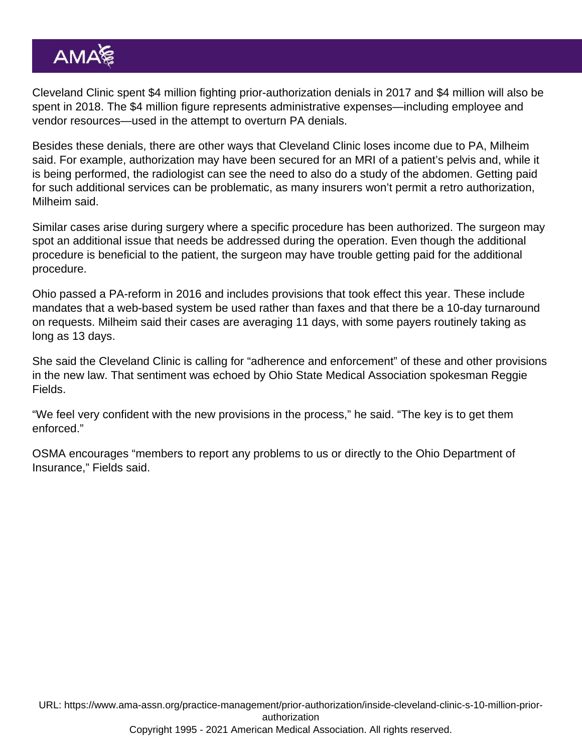Cleveland Clinic spent $4 million fighting prior-authorization denials in 2017 and $4 million will also be spent in 2018. The $4 million figure represents administrative expenses—including employee and vendor resources—used in the attempt to overturn PA denials.

Besides these denials, there are other ways that Cleveland Clinic loses income due to PA, Milheim said. For example, authorization may have been secured for an MRI of a patient's pelvis and, while it is being performed, the radiologist can see the need to also do a study of the abdomen. Getting paid for such additional services can be problematic, as many insurers won't permit a retro authorization, Milheim said.

Similar cases arise during surgery where a specific procedure has been authorized. The surgeon may spot an additional issue that needs be addressed during the operation. Even though the additional procedure is beneficial to the patient, the surgeon may have trouble getting paid for the additional procedure.

Ohio passed a PA-reform in 2016 and includes provisions that took effect this year. These include mandates that a web-based system be used rather than faxes and that there be a 10-day turnaround on requests. Milheim said their cases are averaging 11 days, with some payers routinely taking as long as 13 days.

She said the Cleveland Clinic is calling for "adherence and enforcement" of these and other provisions in the new law. That sentiment was echoed by Ohio State Medical Association spokesman Reggie Fields.

"We feel very confident with the new provisions in the process," he said. "The key is to get them enforced."

OSMA encourages "members to report any problems to us or directly to the Ohio Department of Insurance," Fields said.